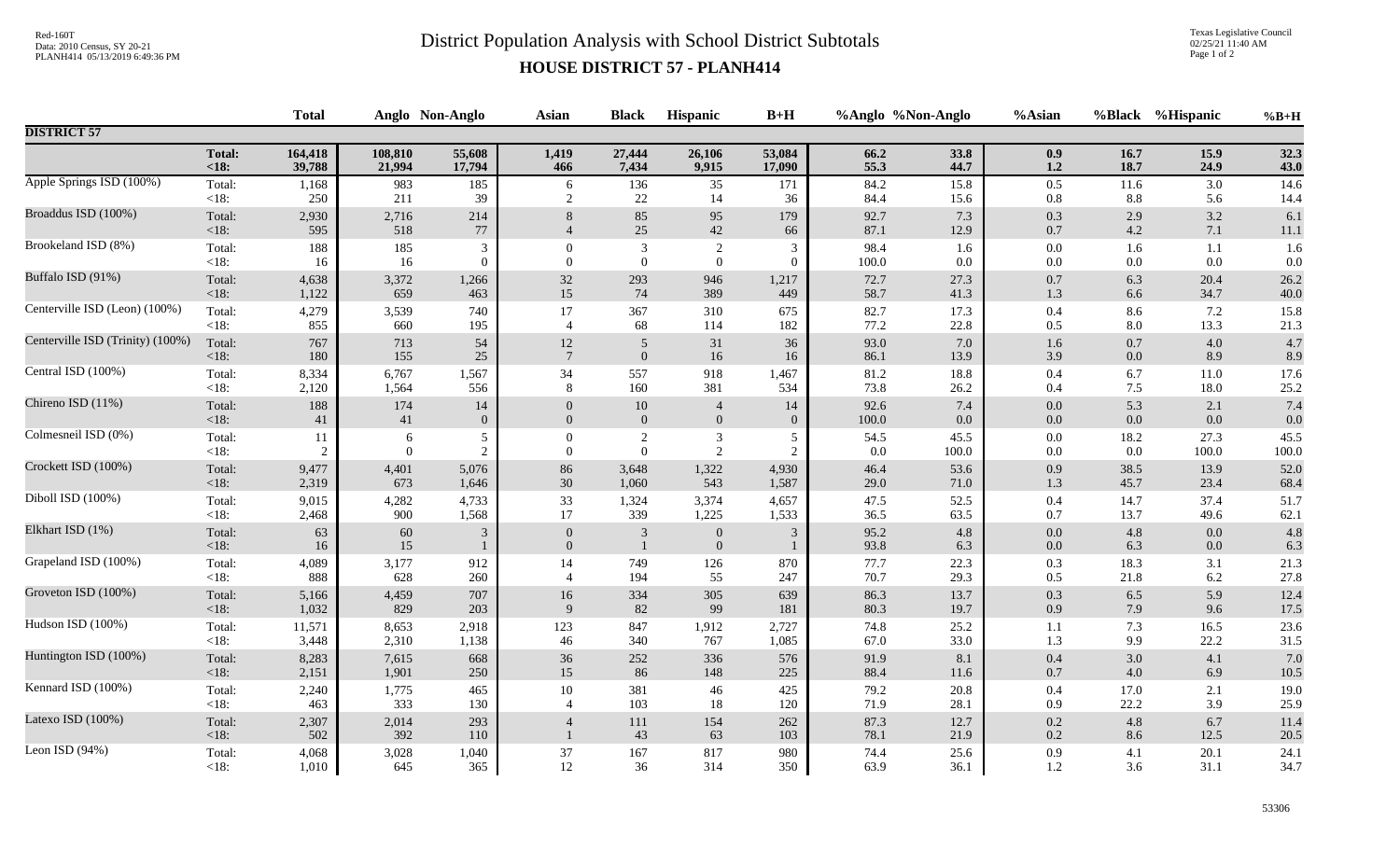# District Population Analysis with School District Subtotals

## HOUSE DISTRICT 57 - PLANH414

| | | Total | Anglo | Non-Anglo | Asian | Black | Hispanic | B+H | %Anglo | %Non-Anglo | %Asian | %Black | %Hispanic | %B+H |
|---|---|---|---|---|---|---|---|---|---|---|---|---|---|---|
| **DISTRICT 57** | | | | | | | | | | | | | | |
| | **Total:** | **164,418** | **108,810** | **55,608** | **1,419** | **27,444** | **26,106** | **53,084** | **66.2** | **33.8** | **0.9** | **16.7** | **15.9** | **32.3** |
| | **<18:** | **39,788** | **21,994** | **17,794** | **466** | **7,434** | **9,915** | **17,090** | **55.3** | **44.7** | **1.2** | **18.7** | **24.9** | **43.0** |
| Apple Springs ISD (100%) | Total: | 1,168 | 983 | 185 | 6 | 136 | 35 | 171 | 84.2 | 15.8 | 0.5 | 11.6 | 3.0 | 14.6 |
| | <18: | 250 | 211 | 39 | 2 | 22 | 14 | 36 | 84.4 | 15.6 | 0.8 | 8.8 | 5.6 | 14.4 |
| Broaddus ISD (100%) | Total: | 2,930 | 2,716 | 214 | 8 | 85 | 95 | 179 | 92.7 | 7.3 | 0.3 | 2.9 | 3.2 | 6.1 |
| | <18: | 595 | 518 | 77 | 4 | 25 | 42 | 66 | 87.1 | 12.9 | 0.7 | 4.2 | 7.1 | 11.1 |
| Brookeland ISD (8%) | Total: | 188 | 185 | 3 | 0 | 3 | 2 | 3 | 98.4 | 1.6 | 0.0 | 1.6 | 1.1 | 1.6 |
| | <18: | 16 | 16 | 0 | 0 | 0 | 0 | 0 | 100.0 | 0.0 | 0.0 | 0.0 | 0.0 | 0.0 |
| Buffalo ISD (91%) | Total: | 4,638 | 3,372 | 1,266 | 32 | 293 | 946 | 1,217 | 72.7 | 27.3 | 0.7 | 6.3 | 20.4 | 26.2 |
| | <18: | 1,122 | 659 | 463 | 15 | 74 | 389 | 449 | 58.7 | 41.3 | 1.3 | 6.6 | 34.7 | 40.0 |
| Centerville ISD (Leon) (100%) | Total: | 4,279 | 3,539 | 740 | 17 | 367 | 310 | 675 | 82.7 | 17.3 | 0.4 | 8.6 | 7.2 | 15.8 |
| | <18: | 855 | 660 | 195 | 4 | 68 | 114 | 182 | 77.2 | 22.8 | 0.5 | 8.0 | 13.3 | 21.3 |
| Centerville ISD (Trinity) (100%) | Total: | 767 | 713 | 54 | 12 | 5 | 31 | 36 | 93.0 | 7.0 | 1.6 | 0.7 | 4.0 | 4.7 |
| | <18: | 180 | 155 | 25 | 7 | 0 | 16 | 16 | 86.1 | 13.9 | 3.9 | 0.0 | 8.9 | 8.9 |
| Central ISD (100%) | Total: | 8,334 | 6,767 | 1,567 | 34 | 557 | 918 | 1,467 | 81.2 | 18.8 | 0.4 | 6.7 | 11.0 | 17.6 |
| | <18: | 2,120 | 1,564 | 556 | 8 | 160 | 381 | 534 | 73.8 | 26.2 | 0.4 | 7.5 | 18.0 | 25.2 |
| Chireno ISD (11%) | Total: | 188 | 174 | 14 | 0 | 10 | 4 | 14 | 92.6 | 7.4 | 0.0 | 5.3 | 2.1 | 7.4 |
| | <18: | 41 | 41 | 0 | 0 | 0 | 0 | 0 | 100.0 | 0.0 | 0.0 | 0.0 | 0.0 | 0.0 |
| Colmesneil ISD (0%) | Total: | 11 | 6 | 5 | 0 | 2 | 3 | 5 | 54.5 | 45.5 | 0.0 | 18.2 | 27.3 | 45.5 |
| | <18: | 2 | 0 | 2 | 0 | 0 | 2 | 2 | 0.0 | 100.0 | 0.0 | 0.0 | 100.0 | 100.0 |
| Crockett ISD (100%) | Total: | 9,477 | 4,401 | 5,076 | 86 | 3,648 | 1,322 | 4,930 | 46.4 | 53.6 | 0.9 | 38.5 | 13.9 | 52.0 |
| | <18: | 2,319 | 673 | 1,646 | 30 | 1,060 | 543 | 1,587 | 29.0 | 71.0 | 1.3 | 45.7 | 23.4 | 68.4 |
| Diboll ISD (100%) | Total: | 9,015 | 4,282 | 4,733 | 33 | 1,324 | 3,374 | 4,657 | 47.5 | 52.5 | 0.4 | 14.7 | 37.4 | 51.7 |
| | <18: | 2,468 | 900 | 1,568 | 17 | 339 | 1,225 | 1,533 | 36.5 | 63.5 | 0.7 | 13.7 | 49.6 | 62.1 |
| Elkhart ISD (1%) | Total: | 63 | 60 | 3 | 0 | 3 | 0 | 3 | 95.2 | 4.8 | 0.0 | 4.8 | 0.0 | 4.8 |
| | <18: | 16 | 15 | 1 | 0 | 1 | 0 | 1 | 93.8 | 6.3 | 0.0 | 6.3 | 0.0 | 6.3 |
| Grapeland ISD (100%) | Total: | 4,089 | 3,177 | 912 | 14 | 749 | 126 | 870 | 77.7 | 22.3 | 0.3 | 18.3 | 3.1 | 21.3 |
| | <18: | 888 | 628 | 260 | 4 | 194 | 55 | 247 | 70.7 | 29.3 | 0.5 | 21.8 | 6.2 | 27.8 |
| Groveton ISD (100%) | Total: | 5,166 | 4,459 | 707 | 16 | 334 | 305 | 639 | 86.3 | 13.7 | 0.3 | 6.5 | 5.9 | 12.4 |
| | <18: | 1,032 | 829 | 203 | 9 | 82 | 99 | 181 | 80.3 | 19.7 | 0.9 | 7.9 | 9.6 | 17.5 |
| Hudson ISD (100%) | Total: | 11,571 | 8,653 | 2,918 | 123 | 847 | 1,912 | 2,727 | 74.8 | 25.2 | 1.1 | 7.3 | 16.5 | 23.6 |
| | <18: | 3,448 | 2,310 | 1,138 | 46 | 340 | 767 | 1,085 | 67.0 | 33.0 | 1.3 | 9.9 | 22.2 | 31.5 |
| Huntington ISD (100%) | Total: | 8,283 | 7,615 | 668 | 36 | 252 | 336 | 576 | 91.9 | 8.1 | 0.4 | 3.0 | 4.1 | 7.0 |
| | <18: | 2,151 | 1,901 | 250 | 15 | 86 | 148 | 225 | 88.4 | 11.6 | 0.7 | 4.0 | 6.9 | 10.5 |
| Kennard ISD (100%) | Total: | 2,240 | 1,775 | 465 | 10 | 381 | 46 | 425 | 79.2 | 20.8 | 0.4 | 17.0 | 2.1 | 19.0 |
| | <18: | 463 | 333 | 130 | 4 | 103 | 18 | 120 | 71.9 | 28.1 | 0.9 | 22.2 | 3.9 | 25.9 |
| Latexo ISD (100%) | Total: | 2,307 | 2,014 | 293 | 4 | 111 | 154 | 262 | 87.3 | 12.7 | 0.2 | 4.8 | 6.7 | 11.4 |
| | <18: | 502 | 392 | 110 | 1 | 43 | 63 | 103 | 78.1 | 21.9 | 0.2 | 8.6 | 12.5 | 20.5 |
| Leon ISD (94%) | Total: | 4,068 | 3,028 | 1,040 | 37 | 167 | 817 | 980 | 74.4 | 25.6 | 0.9 | 4.1 | 20.1 | 24.1 |
| | <18: | 1,010 | 645 | 365 | 12 | 36 | 314 | 350 | 63.9 | 36.1 | 1.2 | 3.6 | 31.1 | 34.7 |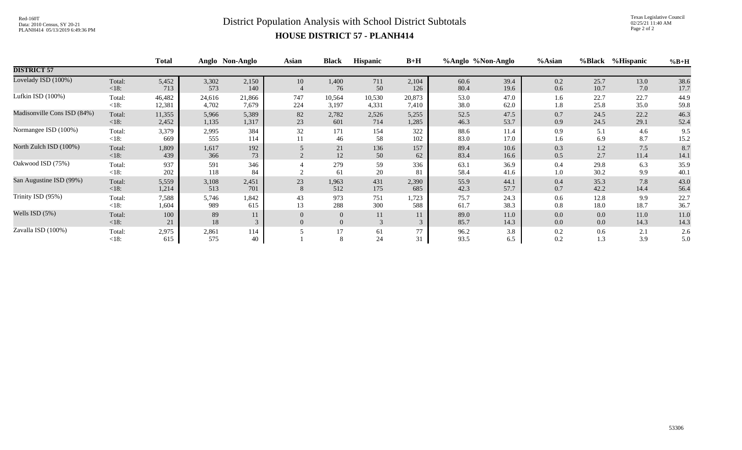# District Population Analysis with School District Subtotals

## HOUSE DISTRICT 57 - PLANH414

| | | Total | Anglo | Non-Anglo | Asian | Black | Hispanic | B+H | %Anglo | %Non-Anglo | %Asian | %Black | %Hispanic | %B+H |
|---|---|---|---|---|---|---|---|---|---|---|---|---|---|---|
| **DISTRICT 57** | | | | | | | | | | | | | | |
| Lovelady ISD (100%) | Total: | 5,452 | 3,302 | 2,150 | 10 | 1,400 | 711 | 2,104 | 60.6 | 39.4 | 0.2 | 25.7 | 13.0 | 38.6 |
| | <18: | 713 | 573 | 140 | 4 | 76 | 50 | 126 | 80.4 | 19.6 | 0.6 | 10.7 | 7.0 | 17.7 |
| Lufkin ISD (100%) | Total: | 46,482 | 24,616 | 21,866 | 747 | 10,564 | 10,530 | 20,873 | 53.0 | 47.0 | 1.6 | 22.7 | 22.7 | 44.9 |
| | <18: | 12,381 | 4,702 | 7,679 | 224 | 3,197 | 4,331 | 7,410 | 38.0 | 62.0 | 1.8 | 25.8 | 35.0 | 59.8 |
| Madisonville Cons ISD (84%) | Total: | 11,355 | 5,966 | 5,389 | 82 | 2,782 | 2,526 | 5,255 | 52.5 | 47.5 | 0.7 | 24.5 | 22.2 | 46.3 |
| | <18: | 2,452 | 1,135 | 1,317 | 23 | 601 | 714 | 1,285 | 46.3 | 53.7 | 0.9 | 24.5 | 29.1 | 52.4 |
| Normangee ISD (100%) | Total: | 3,379 | 2,995 | 384 | 32 | 171 | 154 | 322 | 88.6 | 11.4 | 0.9 | 5.1 | 4.6 | 9.5 |
| | <18: | 669 | 555 | 114 | 11 | 46 | 58 | 102 | 83.0 | 17.0 | 1.6 | 6.9 | 8.7 | 15.2 |
| North Zulch ISD (100%) | Total: | 1,809 | 1,617 | 192 | 5 | 21 | 136 | 157 | 89.4 | 10.6 | 0.3 | 1.2 | 7.5 | 8.7 |
| | <18: | 439 | 366 | 73 | 2 | 12 | 50 | 62 | 83.4 | 16.6 | 0.5 | 2.7 | 11.4 | 14.1 |
| Oakwood ISD (75%) | Total: | 937 | 591 | 346 | 4 | 279 | 59 | 336 | 63.1 | 36.9 | 0.4 | 29.8 | 6.3 | 35.9 |
| | <18: | 202 | 118 | 84 | 2 | 61 | 20 | 81 | 58.4 | 41.6 | 1.0 | 30.2 | 9.9 | 40.1 |
| San Augustine ISD (99%) | Total: | 5,559 | 3,108 | 2,451 | 23 | 1,963 | 431 | 2,390 | 55.9 | 44.1 | 0.4 | 35.3 | 7.8 | 43.0 |
| | <18: | 1,214 | 513 | 701 | 8 | 512 | 175 | 685 | 42.3 | 57.7 | 0.7 | 42.2 | 14.4 | 56.4 |
| Trinity ISD (95%) | Total: | 7,588 | 5,746 | 1,842 | 43 | 973 | 751 | 1,723 | 75.7 | 24.3 | 0.6 | 12.8 | 9.9 | 22.7 |
| | <18: | 1,604 | 989 | 615 | 13 | 288 | 300 | 588 | 61.7 | 38.3 | 0.8 | 18.0 | 18.7 | 36.7 |
| Wells ISD (5%) | Total: | 100 | 89 | 11 | 0 | 0 | 11 | 11 | 89.0 | 11.0 | 0.0 | 0.0 | 11.0 | 11.0 |
| | <18: | 21 | 18 | 3 | 0 | 0 | 3 | 3 | 85.7 | 14.3 | 0.0 | 0.0 | 14.3 | 14.3 |
| Zavalla ISD (100%) | Total: | 2,975 | 2,861 | 114 | 5 | 17 | 61 | 77 | 96.2 | 3.8 | 0.2 | 0.6 | 2.1 | 2.6 |
| | <18: | 615 | 575 | 40 | 1 | 8 | 24 | 31 | 93.5 | 6.5 | 0.2 | 1.3 | 3.9 | 5.0 |